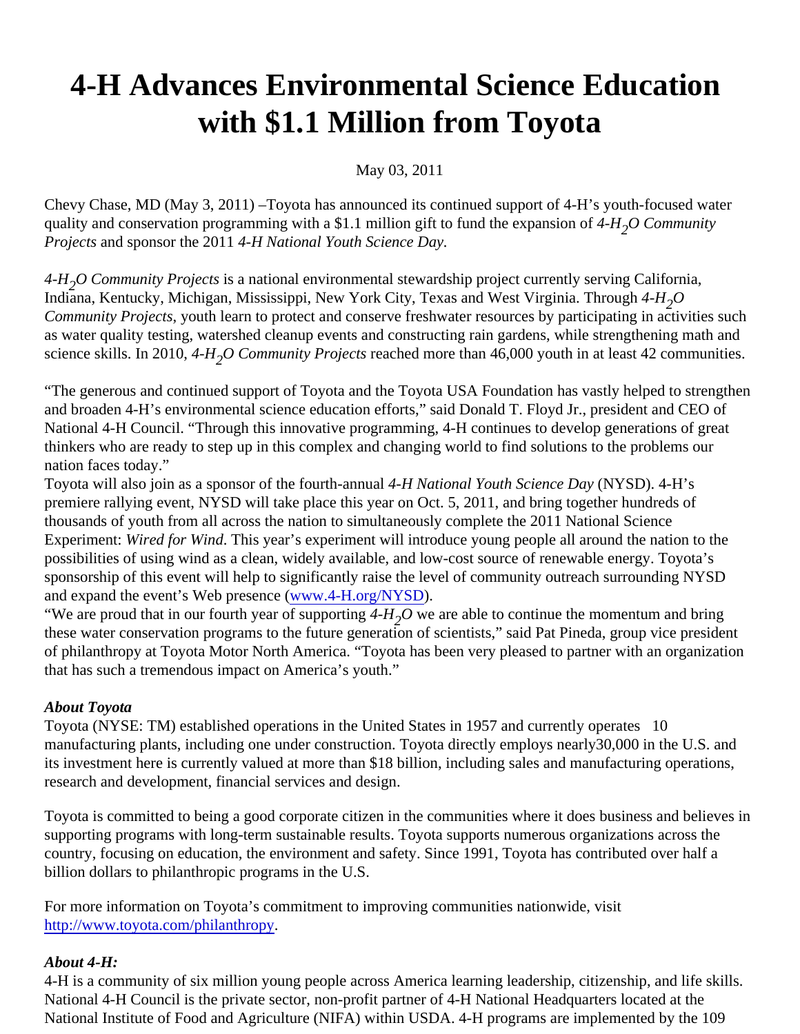# 4-H Advances Environmental Science Education with $1.1 Million from Toyota

May 03, 2011

Chevy Chase, MD (May 3, 2011) –Toyota has announced its continued support of 4-H's youth-focused water quality and conservation programming with a $1.1 million gift to fund the expansion of *4-$H_2O$ Community Projects* and sponsor the 2011 *4-H National Youth Science Day.*

*4-$H_2O$ Community Projects* is a national environmental stewardship project currently serving California, Indiana, Kentucky, Michigan, Mississippi, New York City, Texas and West Virginia. Through *4-$H_2O$ Community Projects*, youth learn to protect and conserve freshwater resources by participating in activities such as water quality testing, watershed cleanup events and constructing rain gardens, while strengthening math and science skills. In 2010, *4-$H_2O$ Community Projects* reached more than 46,000 youth in at least 42 communities.

"The generous and continued support of Toyota and the Toyota USA Foundation has vastly helped to strengthen and broaden 4-H's environmental science education efforts," said Donald T. Floyd Jr., president and CEO of National 4-H Council. "Through this innovative programming, 4-H continues to develop generations of great thinkers who are ready to step up in this complex and changing world to find solutions to the problems our nation faces today."

Toyota will also join as a sponsor of the fourth-annual *4-H National Youth Science Day* (NYSD). 4-H's premiere rallying event, NYSD will take place this year on Oct. 5, 2011, and bring together hundreds of thousands of youth from all across the nation to simultaneously complete the 2011 National Science Experiment: *Wired for Wind*. This year's experiment will introduce young people all around the nation to the possibilities of using wind as a clean, widely available, and low-cost source of renewable energy. Toyota's sponsorship of this event will help to significantly raise the level of community outreach surrounding NYSD and expand the event's Web presence (www.4-H.org/NYSD).

"We are proud that in our fourth year of supporting *4-$H_2O$* we are able to continue the momentum and bring these water conservation programs to the future generation of scientists," said Pat Pineda, group vice president of philanthropy at Toyota Motor North America. "Toyota has been very pleased to partner with an organization that has such a tremendous impact on America's youth."

***About Toyota***

Toyota (NYSE: TM) established operations in the United States in 1957 and currently operates 10 manufacturing plants, including one under construction. Toyota directly employs nearly30,000 in the U.S. and its investment here is currently valued at more than $18 billion, including sales and manufacturing operations, research and development, financial services and design.

Toyota is committed to being a good corporate citizen in the communities where it does business and believes in supporting programs with long-term sustainable results. Toyota supports numerous organizations across the country, focusing on education, the environment and safety. Since 1991, Toyota has contributed over half a billion dollars to philanthropic programs in the U.S.

For more information on Toyota's commitment to improving communities nationwide, visit http://www.toyota.com/philanthropy.

***About 4-H:***

4-H is a community of six million young people across America learning leadership, citizenship, and life skills. National 4-H Council is the private sector, non-profit partner of 4-H National Headquarters located at the National Institute of Food and Agriculture (NIFA) within USDA. 4-H programs are implemented by the 109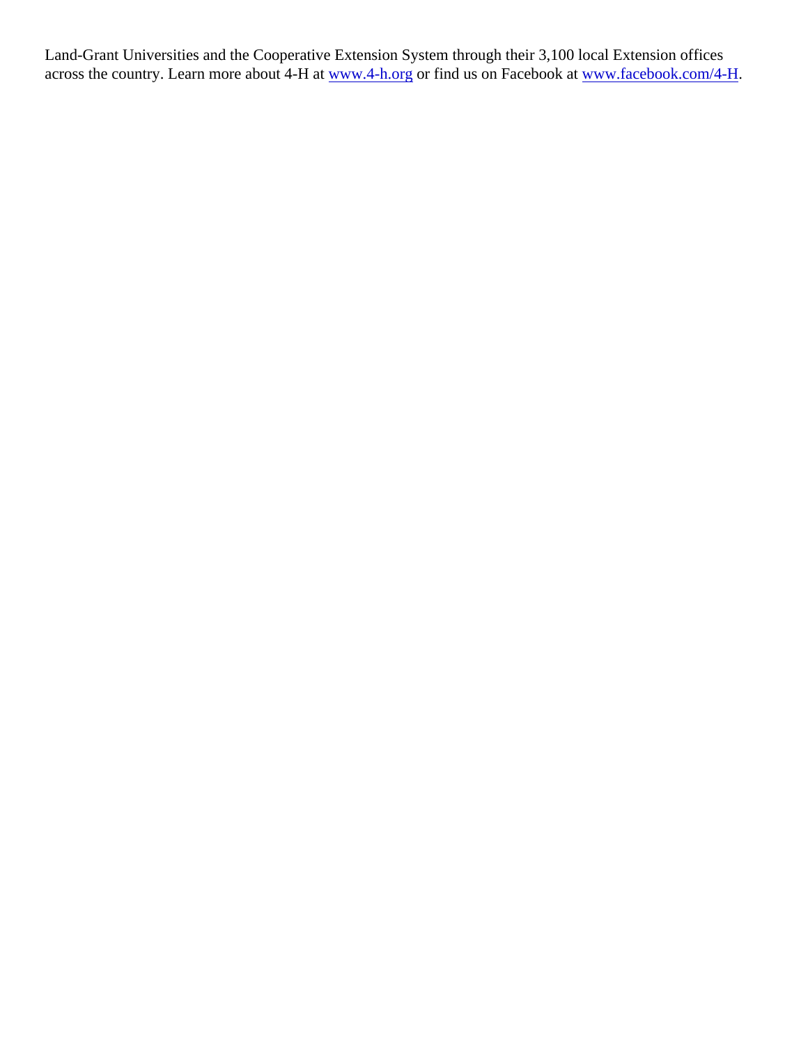Land-Grant Universities and the Cooperative Extension System through their 3,100 local Extension offices across the country. Learn more about 4-H at [www.4-h.org](http://www.4-h.org) or find us on Facebook at [www.facebook.com/4-H](http://www.facebook.com/4-H).